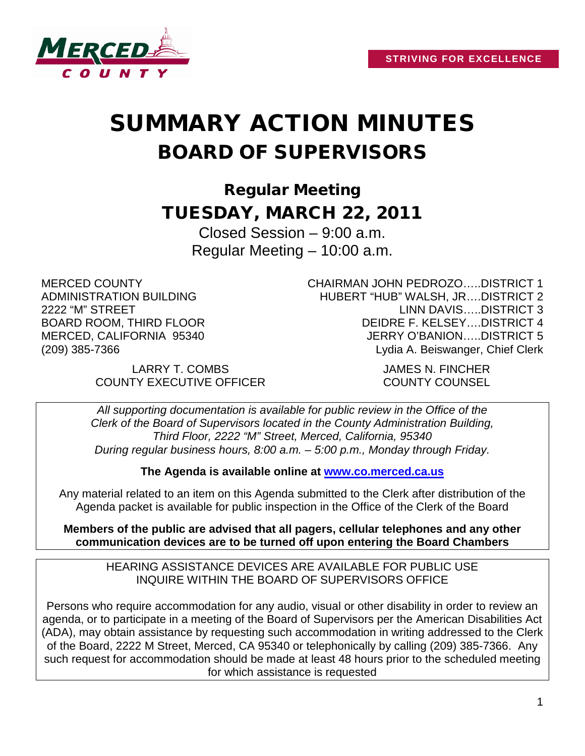MERCED COUNTY

**STRIVING FOR EXCELLENCE**

# SUMMARY ACTION MINUTES
# BOARD OF SUPERVISORS

## Regular Meeting
## TUESDAY, MARCH 22, 2011

Closed Session – 9:00 a.m.
Regular Meeting – 10:00 a.m.

MERCED COUNTY
ADMINISTRATION BUILDING
2222 "M" STREET
BOARD ROOM, THIRD FLOOR
MERCED, CALIFORNIA 95340
(209) 385-7366

CHAIRMAN JOHN PEDROZO…..DISTRICT 1
HUBERT "HUB" WALSH, JR….DISTRICT 2
LINN DAVIS…..DISTRICT 3
DEIDRE F. KELSEY….DISTRICT 4
JERRY O'BANION…..DISTRICT 5
Lydia A. Beiswanger, Chief Clerk

LARRY T. COMBS
COUNTY EXECUTIVE OFFICER

JAMES N. FINCHER
COUNTY COUNSEL

*All supporting documentation is available for public review in the Office of the Clerk of the Board of Supervisors located in the County Administration Building, Third Floor, 2222 "M" Street, Merced, California, 95340 During regular business hours, 8:00 a.m. – 5:00 p.m., Monday through Friday.*

**The Agenda is available online at [www.co.merced.ca.us](http://www.co.merced.ca.us)**

Any material related to an item on this Agenda submitted to the Clerk after distribution of the Agenda packet is available for public inspection in the Office of the Clerk of the Board

**Members of the public are advised that all pagers, cellular telephones and any other communication devices are to be turned off upon entering the Board Chambers**

HEARING ASSISTANCE DEVICES ARE AVAILABLE FOR PUBLIC USE
INQUIRE WITHIN THE BOARD OF SUPERVISORS OFFICE

Persons who require accommodation for any audio, visual or other disability in order to review an agenda, or to participate in a meeting of the Board of Supervisors per the American Disabilities Act (ADA), may obtain assistance by requesting such accommodation in writing addressed to the Clerk of the Board, 2222 M Street, Merced, CA 95340 or telephonically by calling (209) 385-7366. Any such request for accommodation should be made at least 48 hours prior to the scheduled meeting for which assistance is requested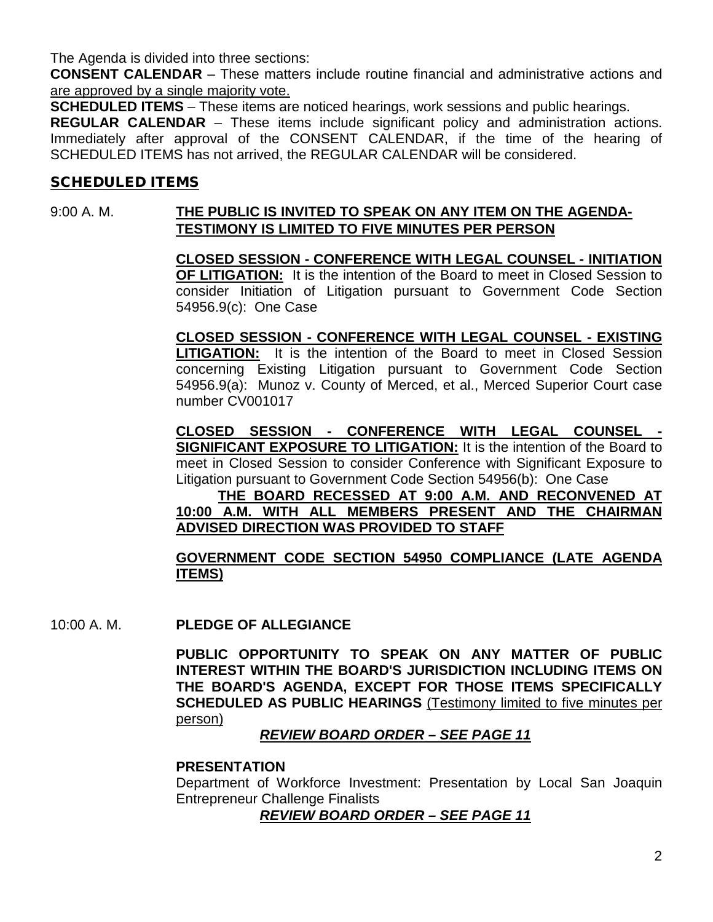The Agenda is divided into three sections:

**CONSENT CALENDAR** – These matters include routine financial and administrative actions and are approved by a single majority vote.

**SCHEDULED ITEMS** – These items are noticed hearings, work sessions and public hearings.

**REGULAR CALENDAR** – These items include significant policy and administration actions. Immediately after approval of the CONSENT CALENDAR, if the time of the hearing of SCHEDULED ITEMS has not arrived, the REGULAR CALENDAR will be considered.

## SCHEDULED ITEMS

9:00 A. M. **THE PUBLIC IS INVITED TO SPEAK ON ANY ITEM ON THE AGENDA-TESTIMONY IS LIMITED TO FIVE MINUTES PER PERSON**

**CLOSED SESSION - CONFERENCE WITH LEGAL COUNSEL - INITIATION OF LITIGATION:** It is the intention of the Board to meet in Closed Session to consider Initiation of Litigation pursuant to Government Code Section 54956.9(c): One Case

**CLOSED SESSION - CONFERENCE WITH LEGAL COUNSEL - EXISTING LITIGATION:** It is the intention of the Board to meet in Closed Session concerning Existing Litigation pursuant to Government Code Section 54956.9(a): Munoz v. County of Merced, et al., Merced Superior Court case number CV001017

**CLOSED SESSION - CONFERENCE WITH LEGAL COUNSEL - SIGNIFICANT EXPOSURE TO LITIGATION:** It is the intention of the Board to meet in Closed Session to consider Conference with Significant Exposure to Litigation pursuant to Government Code Section 54956(b): One Case

**THE BOARD RECESSED AT 9:00 A.M. AND RECONVENED AT 10:00 A.M. WITH ALL MEMBERS PRESENT AND THE CHAIRMAN ADVISED DIRECTION WAS PROVIDED TO STAFF**

**GOVERNMENT CODE SECTION 54950 COMPLIANCE (LATE AGENDA ITEMS)**

10:00 A. M. **PLEDGE OF ALLEGIANCE**

**PUBLIC OPPORTUNITY TO SPEAK ON ANY MATTER OF PUBLIC INTEREST WITHIN THE BOARD'S JURISDICTION INCLUDING ITEMS ON THE BOARD'S AGENDA, EXCEPT FOR THOSE ITEMS SPECIFICALLY SCHEDULED AS PUBLIC HEARINGS** (Testimony limited to five minutes per person)

***REVIEW BOARD ORDER – SEE PAGE 11***

**PRESENTATION**

Department of Workforce Investment: Presentation by Local San Joaquin Entrepreneur Challenge Finalists

***REVIEW BOARD ORDER – SEE PAGE 11***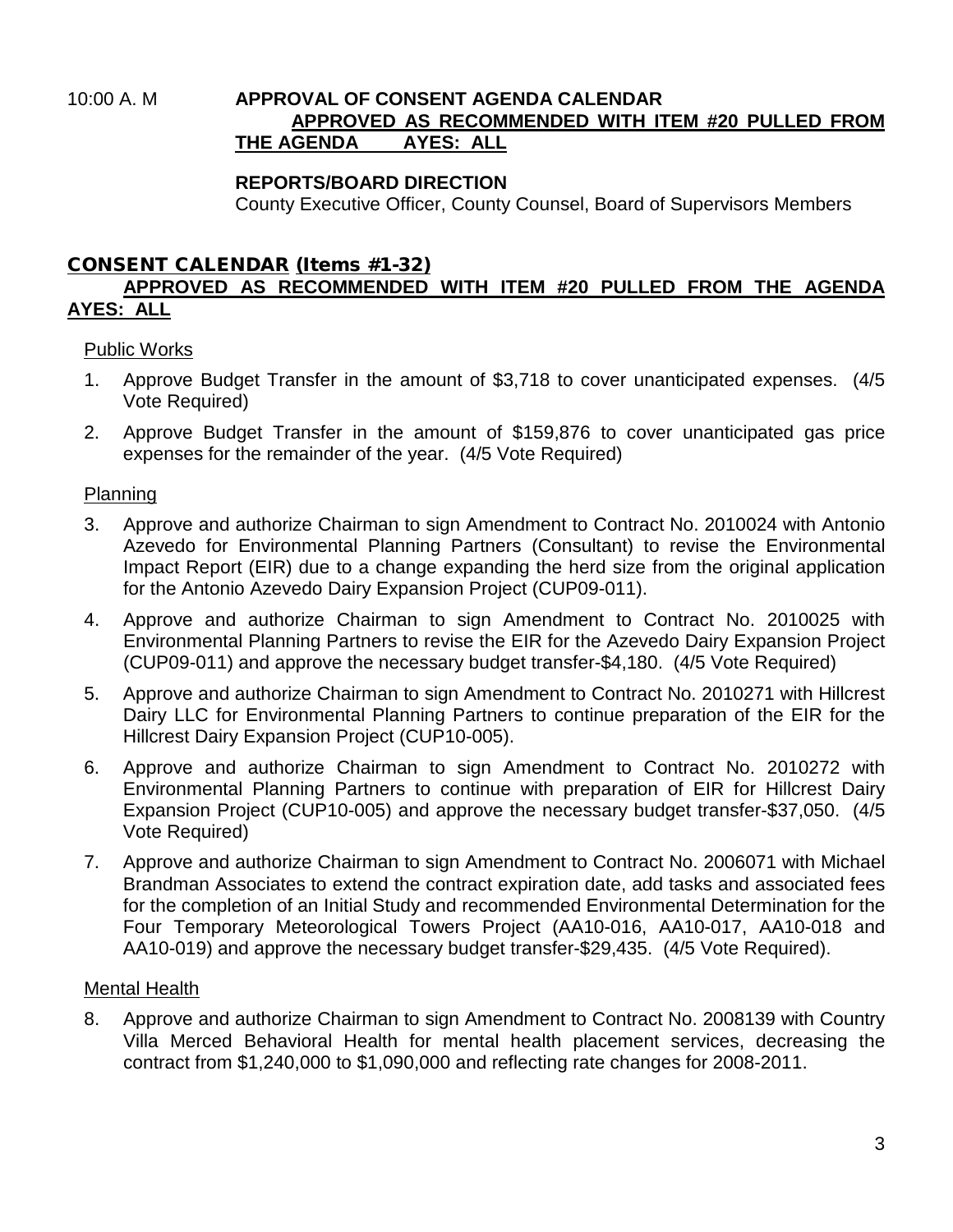10:00 A. M **APPROVAL OF CONSENT AGENDA CALENDAR**
**APPROVED AS RECOMMENDED WITH ITEM #20 PULLED FROM THE AGENDA AYES: ALL**

**REPORTS/BOARD DIRECTION**
County Executive Officer, County Counsel, Board of Supervisors Members

## CONSENT CALENDAR (Items #1-32)

**APPROVED AS RECOMMENDED WITH ITEM #20 PULLED FROM THE AGENDA AYES: ALL**

Public Works

1. Approve Budget Transfer in the amount of $3,718 to cover unanticipated expenses. (4/5 Vote Required)
2. Approve Budget Transfer in the amount of $159,876 to cover unanticipated gas price expenses for the remainder of the year. (4/5 Vote Required)

Planning

3. Approve and authorize Chairman to sign Amendment to Contract No. 2010024 with Antonio Azevedo for Environmental Planning Partners (Consultant) to revise the Environmental Impact Report (EIR) due to a change expanding the herd size from the original application for the Antonio Azevedo Dairy Expansion Project (CUP09-011).
4. Approve and authorize Chairman to sign Amendment to Contract No. 2010025 with Environmental Planning Partners to revise the EIR for the Azevedo Dairy Expansion Project (CUP09-011) and approve the necessary budget transfer-$4,180. (4/5 Vote Required)
5. Approve and authorize Chairman to sign Amendment to Contract No. 2010271 with Hillcrest Dairy LLC for Environmental Planning Partners to continue preparation of the EIR for the Hillcrest Dairy Expansion Project (CUP10-005).
6. Approve and authorize Chairman to sign Amendment to Contract No. 2010272 with Environmental Planning Partners to continue with preparation of EIR for Hillcrest Dairy Expansion Project (CUP10-005) and approve the necessary budget transfer-$37,050. (4/5 Vote Required)
7. Approve and authorize Chairman to sign Amendment to Contract No. 2006071 with Michael Brandman Associates to extend the contract expiration date, add tasks and associated fees for the completion of an Initial Study and recommended Environmental Determination for the Four Temporary Meteorological Towers Project (AA10-016, AA10-017, AA10-018 and AA10-019) and approve the necessary budget transfer-$29,435. (4/5 Vote Required).

Mental Health

8. Approve and authorize Chairman to sign Amendment to Contract No. 2008139 with Country Villa Merced Behavioral Health for mental health placement services, decreasing the contract from $1,240,000 to $1,090,000 and reflecting rate changes for 2008-2011.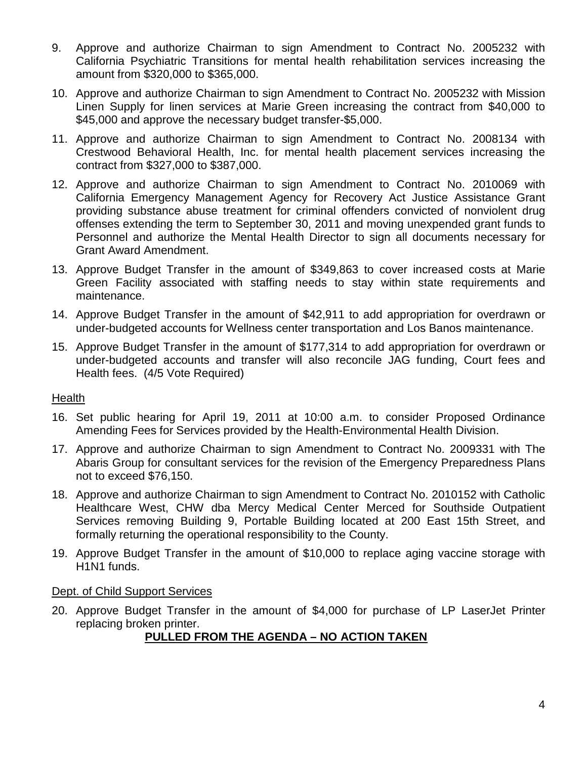9. Approve and authorize Chairman to sign Amendment to Contract No. 2005232 with California Psychiatric Transitions for mental health rehabilitation services increasing the amount from $320,000 to $365,000.

10. Approve and authorize Chairman to sign Amendment to Contract No. 2005232 with Mission Linen Supply for linen services at Marie Green increasing the contract from $40,000 to $45,000 and approve the necessary budget transfer-$5,000.

11. Approve and authorize Chairman to sign Amendment to Contract No. 2008134 with Crestwood Behavioral Health, Inc. for mental health placement services increasing the contract from $327,000 to $387,000.

12. Approve and authorize Chairman to sign Amendment to Contract No. 2010069 with California Emergency Management Agency for Recovery Act Justice Assistance Grant providing substance abuse treatment for criminal offenders convicted of nonviolent drug offenses extending the term to September 30, 2011 and moving unexpended grant funds to Personnel and authorize the Mental Health Director to sign all documents necessary for Grant Award Amendment.

13. Approve Budget Transfer in the amount of $349,863 to cover increased costs at Marie Green Facility associated with staffing needs to stay within state requirements and maintenance.

14. Approve Budget Transfer in the amount of $42,911 to add appropriation for overdrawn or under-budgeted accounts for Wellness center transportation and Los Banos maintenance.

15. Approve Budget Transfer in the amount of $177,314 to add appropriation for overdrawn or under-budgeted accounts and transfer will also reconcile JAG funding, Court fees and Health fees. (4/5 Vote Required)

<u>Health</u>

16. Set public hearing for April 19, 2011 at 10:00 a.m. to consider Proposed Ordinance Amending Fees for Services provided by the Health-Environmental Health Division.

17. Approve and authorize Chairman to sign Amendment to Contract No. 2009331 with The Abaris Group for consultant services for the revision of the Emergency Preparedness Plans not to exceed $76,150.

18. Approve and authorize Chairman to sign Amendment to Contract No. 2010152 with Catholic Healthcare West, CHW dba Mercy Medical Center Merced for Southside Outpatient Services removing Building 9, Portable Building located at 200 East 15th Street, and formally returning the operational responsibility to the County.

19. Approve Budget Transfer in the amount of $10,000 to replace aging vaccine storage with H1N1 funds.

<u>Dept. of Child Support Services</u>

20. Approve Budget Transfer in the amount of $4,000 for purchase of LP LaserJet Printer replacing broken printer.

**<u>PULLED FROM THE AGENDA – NO ACTION TAKEN</u>**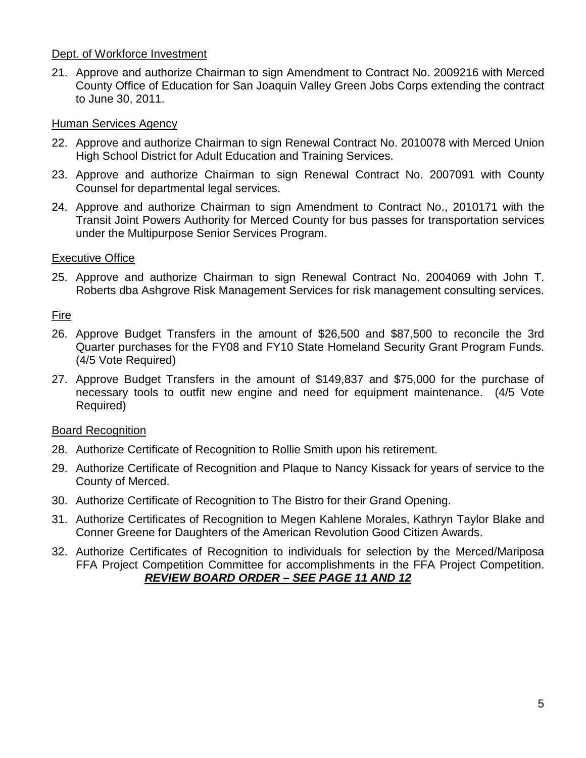Dept. of Workforce Investment

21. Approve and authorize Chairman to sign Amendment to Contract No. 2009216 with Merced County Office of Education for San Joaquin Valley Green Jobs Corps extending the contract to June 30, 2011.

Human Services Agency

22. Approve and authorize Chairman to sign Renewal Contract No. 2010078 with Merced Union High School District for Adult Education and Training Services.
23. Approve and authorize Chairman to sign Renewal Contract No. 2007091 with County Counsel for departmental legal services.
24. Approve and authorize Chairman to sign Amendment to Contract No., 2010171 with the Transit Joint Powers Authority for Merced County for bus passes for transportation services under the Multipurpose Senior Services Program.

Executive Office

25. Approve and authorize Chairman to sign Renewal Contract No. 2004069 with John T. Roberts dba Ashgrove Risk Management Services for risk management consulting services.

Fire

26. Approve Budget Transfers in the amount of $26,500 and $87,500 to reconcile the 3rd Quarter purchases for the FY08 and FY10 State Homeland Security Grant Program Funds. (4/5 Vote Required)
27. Approve Budget Transfers in the amount of $149,837 and $75,000 for the purchase of necessary tools to outfit new engine and need for equipment maintenance. (4/5 Vote Required)

Board Recognition

28. Authorize Certificate of Recognition to Rollie Smith upon his retirement.
29. Authorize Certificate of Recognition and Plaque to Nancy Kissack for years of service to the County of Merced.
30. Authorize Certificate of Recognition to The Bistro for their Grand Opening.
31. Authorize Certificates of Recognition to Megen Kahlene Morales, Kathryn Taylor Blake and Conner Greene for Daughters of the American Revolution Good Citizen Awards.
32. Authorize Certificates of Recognition to individuals for selection by the Merced/Mariposa FFA Project Competition Committee for accomplishments in the FFA Project Competition.

***REVIEW BOARD ORDER – SEE PAGE 11 AND 12***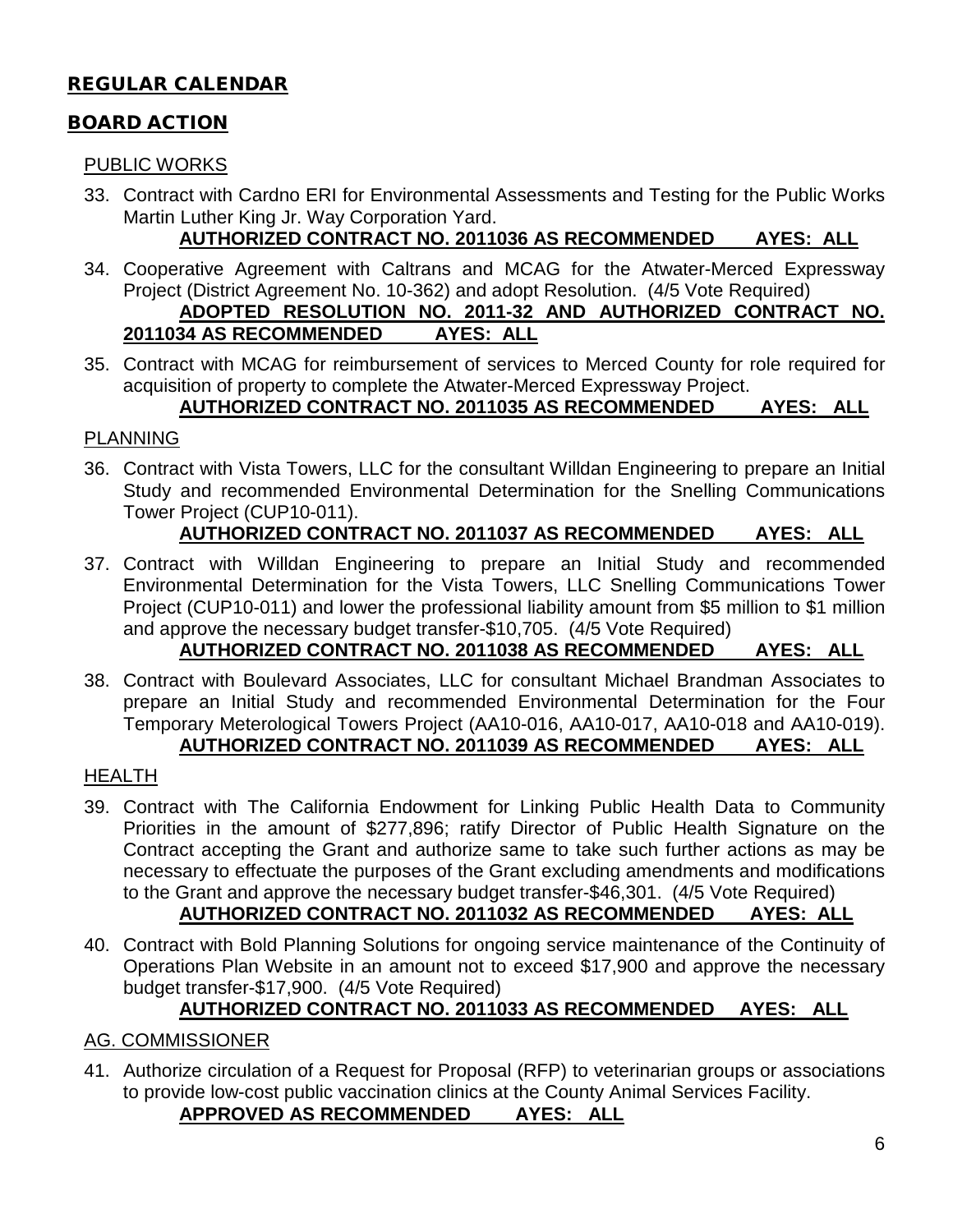## REGULAR CALENDAR

## BOARD ACTION

### PUBLIC WORKS

33. Contract with Cardno ERI for Environmental Assessments and Testing for the Public Works Martin Luther King Jr. Way Corporation Yard.
    **AUTHORIZED CONTRACT NO. 2011036 AS RECOMMENDED AYES: ALL**

34. Cooperative Agreement with Caltrans and MCAG for the Atwater-Merced Expressway Project (District Agreement No. 10-362) and adopt Resolution. (4/5 Vote Required)
    **ADOPTED RESOLUTION NO. 2011-32 AND AUTHORIZED CONTRACT NO. 2011034 AS RECOMMENDED AYES: ALL**

35. Contract with MCAG for reimbursement of services to Merced County for role required for acquisition of property to complete the Atwater-Merced Expressway Project.
    **AUTHORIZED CONTRACT NO. 2011035 AS RECOMMENDED AYES: ALL**

### PLANNING

36. Contract with Vista Towers, LLC for the consultant Willdan Engineering to prepare an Initial Study and recommended Environmental Determination for the Snelling Communications Tower Project (CUP10-011).
    **AUTHORIZED CONTRACT NO. 2011037 AS RECOMMENDED AYES: ALL**

37. Contract with Willdan Engineering to prepare an Initial Study and recommended Environmental Determination for the Vista Towers, LLC Snelling Communications Tower Project (CUP10-011) and lower the professional liability amount from $5 million to $1 million and approve the necessary budget transfer-$10,705. (4/5 Vote Required)
    **AUTHORIZED CONTRACT NO. 2011038 AS RECOMMENDED AYES: ALL**

38. Contract with Boulevard Associates, LLC for consultant Michael Brandman Associates to prepare an Initial Study and recommended Environmental Determination for the Four Temporary Meterological Towers Project (AA10-016, AA10-017, AA10-018 and AA10-019).
    **AUTHORIZED CONTRACT NO. 2011039 AS RECOMMENDED AYES: ALL**

### HEALTH

39. Contract with The California Endowment for Linking Public Health Data to Community Priorities in the amount of $277,896; ratify Director of Public Health Signature on the Contract accepting the Grant and authorize same to take such further actions as may be necessary to effectuate the purposes of the Grant excluding amendments and modifications to the Grant and approve the necessary budget transfer-$46,301. (4/5 Vote Required)
    **AUTHORIZED CONTRACT NO. 2011032 AS RECOMMENDED AYES: ALL**

40. Contract with Bold Planning Solutions for ongoing service maintenance of the Continuity of Operations Plan Website in an amount not to exceed $17,900 and approve the necessary budget transfer-$17,900. (4/5 Vote Required)
    **AUTHORIZED CONTRACT NO. 2011033 AS RECOMMENDED AYES: ALL**

### AG. COMMISSIONER

41. Authorize circulation of a Request for Proposal (RFP) to veterinarian groups or associations to provide low-cost public vaccination clinics at the County Animal Services Facility.
    **APPROVED AS RECOMMENDED AYES: ALL**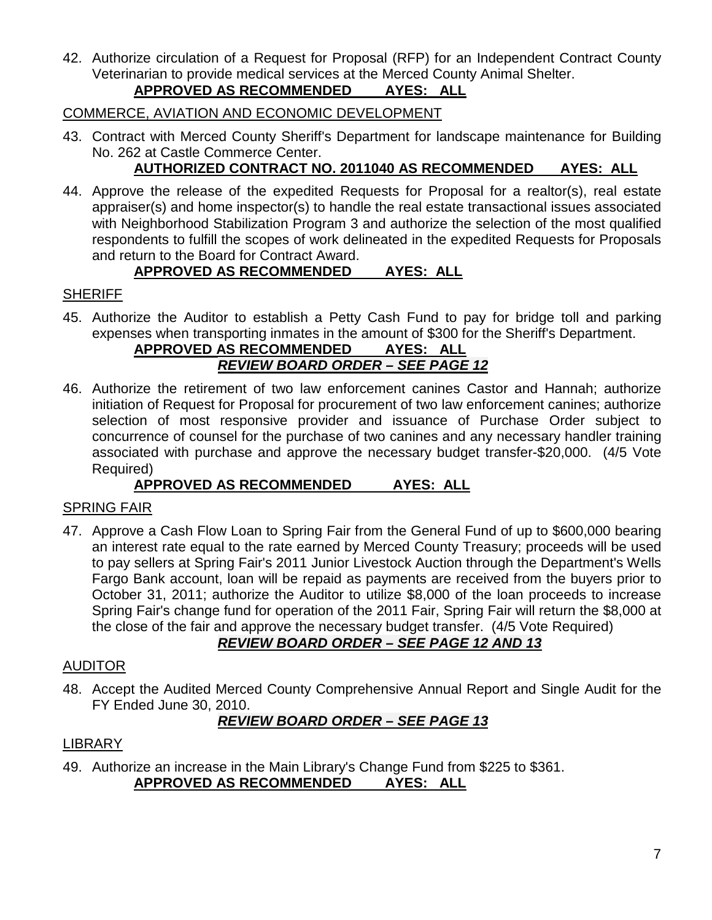42. Authorize circulation of a Request for Proposal (RFP) for an Independent Contract County Veterinarian to provide medical services at the Merced County Animal Shelter.
    **APPROVED AS RECOMMENDED AYES: ALL**

COMMERCE, AVIATION AND ECONOMIC DEVELOPMENT

43. Contract with Merced County Sheriff's Department for landscape maintenance for Building No. 262 at Castle Commerce Center.
    **AUTHORIZED CONTRACT NO. 2011040 AS RECOMMENDED AYES: ALL**

44. Approve the release of the expedited Requests for Proposal for a realtor(s), real estate appraiser(s) and home inspector(s) to handle the real estate transactional issues associated with Neighborhood Stabilization Program 3 and authorize the selection of the most qualified respondents to fulfill the scopes of work delineated in the expedited Requests for Proposals and return to the Board for Contract Award.
    **APPROVED AS RECOMMENDED AYES: ALL**

SHERIFF

45. Authorize the Auditor to establish a Petty Cash Fund to pay for bridge toll and parking expenses when transporting inmates in the amount of $300 for the Sheriff's Department.
    **APPROVED AS RECOMMENDED AYES: ALL**
    ***REVIEW BOARD ORDER – SEE PAGE 12***

46. Authorize the retirement of two law enforcement canines Castor and Hannah; authorize initiation of Request for Proposal for procurement of two law enforcement canines; authorize selection of most responsive provider and issuance of Purchase Order subject to concurrence of counsel for the purchase of two canines and any necessary handler training associated with purchase and approve the necessary budget transfer-$20,000. (4/5 Vote Required)
    **APPROVED AS RECOMMENDED AYES: ALL**

SPRING FAIR

47. Approve a Cash Flow Loan to Spring Fair from the General Fund of up to $600,000 bearing an interest rate equal to the rate earned by Merced County Treasury; proceeds will be used to pay sellers at Spring Fair's 2011 Junior Livestock Auction through the Department's Wells Fargo Bank account, loan will be repaid as payments are received from the buyers prior to October 31, 2011; authorize the Auditor to utilize $8,000 of the loan proceeds to increase Spring Fair's change fund for operation of the 2011 Fair, Spring Fair will return the $8,000 at the close of the fair and approve the necessary budget transfer. (4/5 Vote Required)
    ***REVIEW BOARD ORDER – SEE PAGE 12 AND 13***

AUDITOR

48. Accept the Audited Merced County Comprehensive Annual Report and Single Audit for the FY Ended June 30, 2010.
    ***REVIEW BOARD ORDER – SEE PAGE 13***

LIBRARY

49. Authorize an increase in the Main Library's Change Fund from $225 to $361.
    **APPROVED AS RECOMMENDED AYES: ALL**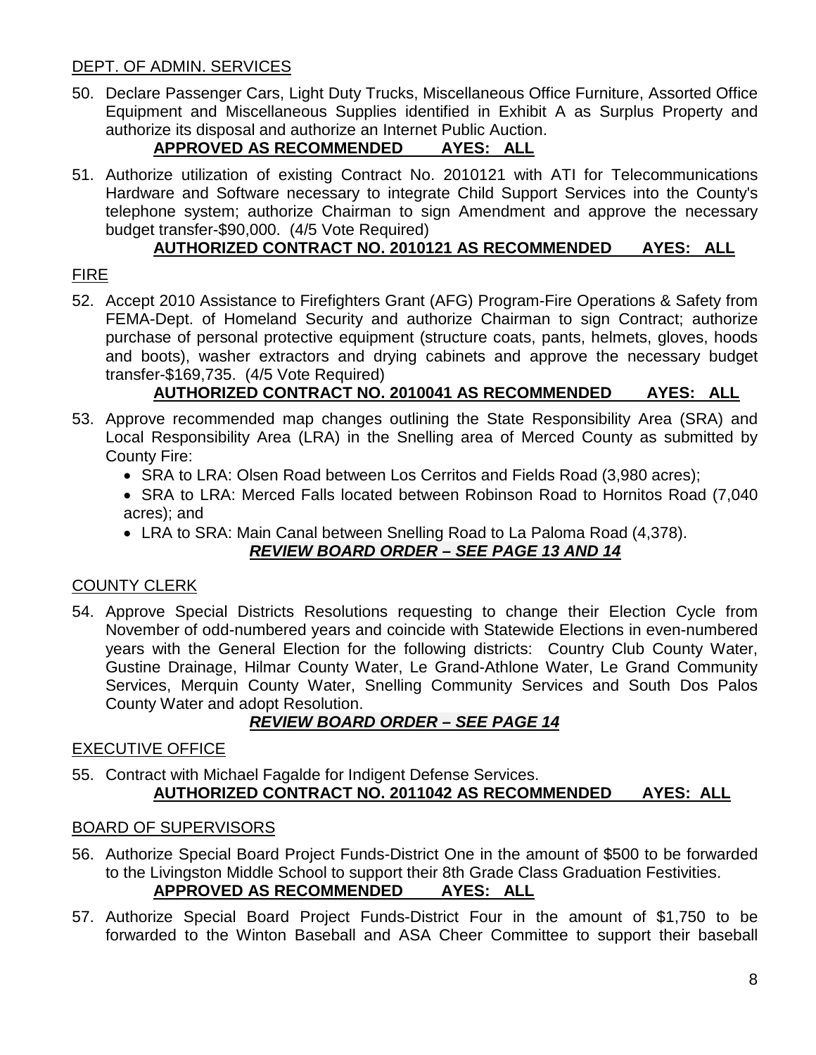DEPT. OF ADMIN. SERVICES

50. Declare Passenger Cars, Light Duty Trucks, Miscellaneous Office Furniture, Assorted Office Equipment and Miscellaneous Supplies identified in Exhibit A as Surplus Property and authorize its disposal and authorize an Internet Public Auction.
**APPROVED AS RECOMMENDED AYES: ALL**

51. Authorize utilization of existing Contract No. 2010121 with ATI for Telecommunications Hardware and Software necessary to integrate Child Support Services into the County's telephone system; authorize Chairman to sign Amendment and approve the necessary budget transfer-$90,000. (4/5 Vote Required)
**AUTHORIZED CONTRACT NO. 2010121 AS RECOMMENDED AYES: ALL**

FIRE

52. Accept 2010 Assistance to Firefighters Grant (AFG) Program-Fire Operations & Safety from FEMA-Dept. of Homeland Security and authorize Chairman to sign Contract; authorize purchase of personal protective equipment (structure coats, pants, helmets, gloves, hoods and boots), washer extractors and drying cabinets and approve the necessary budget transfer-$169,735. (4/5 Vote Required)
**AUTHORIZED CONTRACT NO. 2010041 AS RECOMMENDED AYES: ALL**

53. Approve recommended map changes outlining the State Responsibility Area (SRA) and Local Responsibility Area (LRA) in the Snelling area of Merced County as submitted by County Fire:
    - SRA to LRA: Olsen Road between Los Cerritos and Fields Road (3,980 acres);
    - SRA to LRA: Merced Falls located between Robinson Road to Hornitos Road (7,040 acres); and
    - LRA to SRA: Main Canal between Snelling Road to La Paloma Road (4,378).

***REVIEW BOARD ORDER – SEE PAGE 13 AND 14***

COUNTY CLERK

54. Approve Special Districts Resolutions requesting to change their Election Cycle from November of odd-numbered years and coincide with Statewide Elections in even-numbered years with the General Election for the following districts: Country Club County Water, Gustine Drainage, Hilmar County Water, Le Grand-Athlone Water, Le Grand Community Services, Merquin County Water, Snelling Community Services and South Dos Palos County Water and adopt Resolution.
***REVIEW BOARD ORDER – SEE PAGE 14***

EXECUTIVE OFFICE

55. Contract with Michael Fagalde for Indigent Defense Services.
**AUTHORIZED CONTRACT NO. 2011042 AS RECOMMENDED AYES: ALL**

BOARD OF SUPERVISORS

56. Authorize Special Board Project Funds-District One in the amount of $500 to be forwarded to the Livingston Middle School to support their 8th Grade Class Graduation Festivities.
**APPROVED AS RECOMMENDED AYES: ALL**

57. Authorize Special Board Project Funds-District Four in the amount of $1,750 to be forwarded to the Winton Baseball and ASA Cheer Committee to support their baseball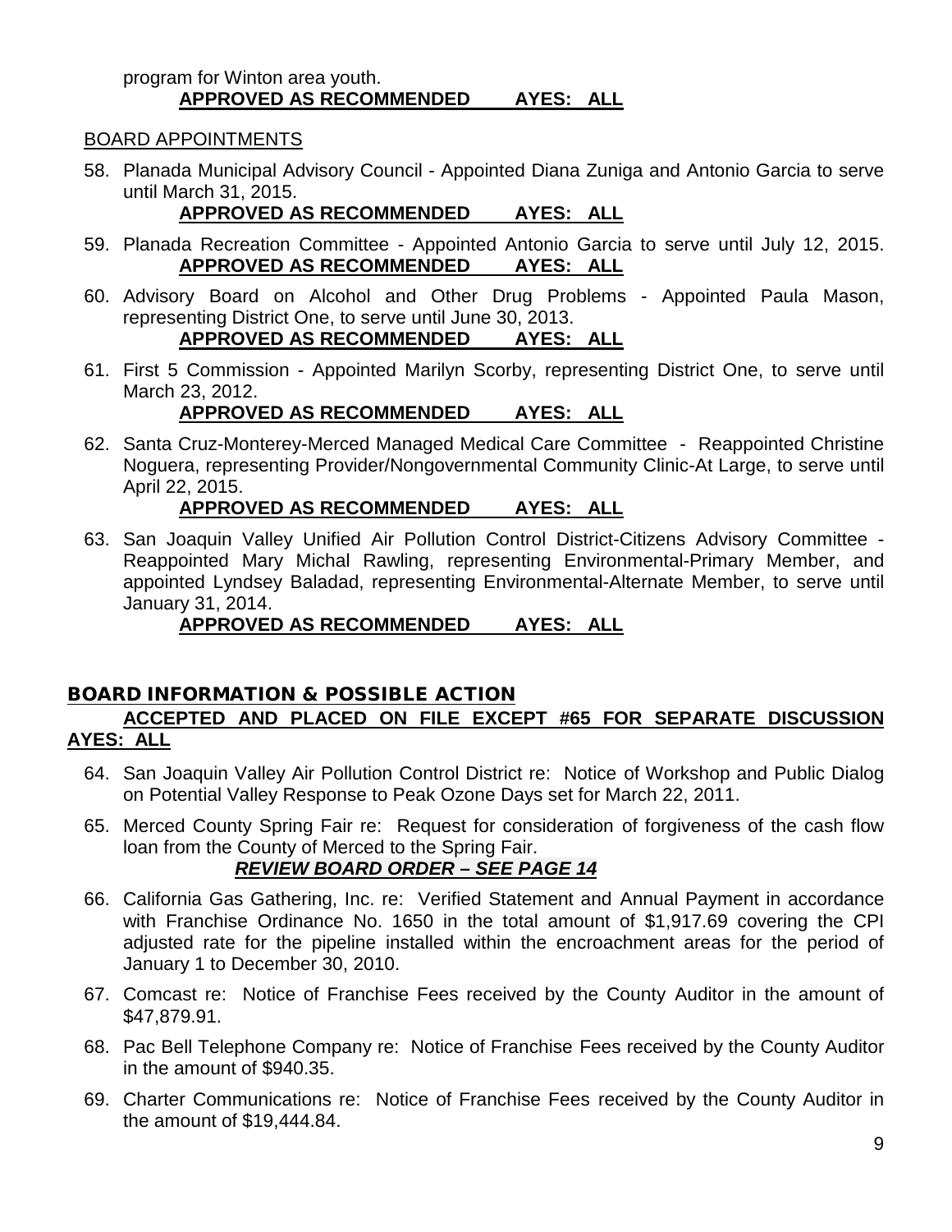program for Winton area youth.

**APPROVED AS RECOMMENDED AYES: ALL**

BOARD APPOINTMENTS

58. Planada Municipal Advisory Council - Appointed Diana Zuniga and Antonio Garcia to serve until March 31, 2015.

    **APPROVED AS RECOMMENDED AYES: ALL**

59. Planada Recreation Committee - Appointed Antonio Garcia to serve until July 12, 2015.

    **APPROVED AS RECOMMENDED AYES: ALL**

60. Advisory Board on Alcohol and Other Drug Problems - Appointed Paula Mason, representing District One, to serve until June 30, 2013.

    **APPROVED AS RECOMMENDED AYES: ALL**

61. First 5 Commission - Appointed Marilyn Scorby, representing District One, to serve until March 23, 2012.

    **APPROVED AS RECOMMENDED AYES: ALL**

62. Santa Cruz-Monterey-Merced Managed Medical Care Committee - Reappointed Christine Noguera, representing Provider/Nongovernmental Community Clinic-At Large, to serve until April 22, 2015.

    **APPROVED AS RECOMMENDED AYES: ALL**

63. San Joaquin Valley Unified Air Pollution Control District-Citizens Advisory Committee - Reappointed Mary Michal Rawling, representing Environmental-Primary Member, and appointed Lyndsey Baladad, representing Environmental-Alternate Member, to serve until January 31, 2014.

    **APPROVED AS RECOMMENDED AYES: ALL**

## BOARD INFORMATION & POSSIBLE ACTION

**ACCEPTED AND PLACED ON FILE EXCEPT #65 FOR SEPARATE DISCUSSION AYES: ALL**

64. San Joaquin Valley Air Pollution Control District re: Notice of Workshop and Public Dialog on Potential Valley Response to Peak Ozone Days set for March 22, 2011.

65. Merced County Spring Fair re: Request for consideration of forgiveness of the cash flow loan from the County of Merced to the Spring Fair.

    ***REVIEW BOARD ORDER – SEE PAGE 14***

66. California Gas Gathering, Inc. re: Verified Statement and Annual Payment in accordance with Franchise Ordinance No. 1650 in the total amount of $1,917.69 covering the CPI adjusted rate for the pipeline installed within the encroachment areas for the period of January 1 to December 30, 2010.

67. Comcast re: Notice of Franchise Fees received by the County Auditor in the amount of $47,879.91.

68. Pac Bell Telephone Company re: Notice of Franchise Fees received by the County Auditor in the amount of $940.35.

69. Charter Communications re: Notice of Franchise Fees received by the County Auditor in the amount of $19,444.84.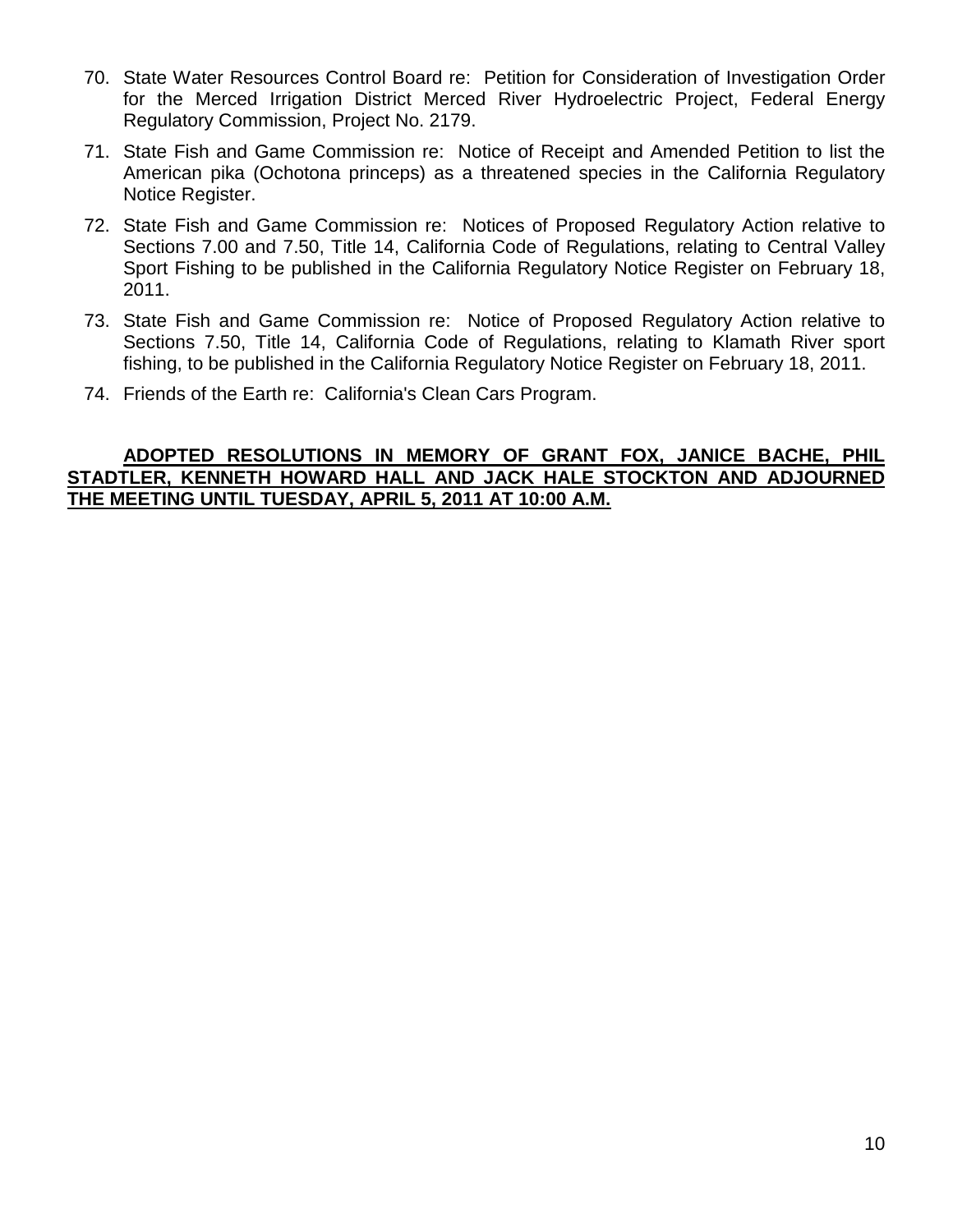70. State Water Resources Control Board re: Petition for Consideration of Investigation Order for the Merced Irrigation District Merced River Hydroelectric Project, Federal Energy Regulatory Commission, Project No. 2179.

71. State Fish and Game Commission re: Notice of Receipt and Amended Petition to list the American pika (Ochotona princeps) as a threatened species in the California Regulatory Notice Register.

72. State Fish and Game Commission re: Notices of Proposed Regulatory Action relative to Sections 7.00 and 7.50, Title 14, California Code of Regulations, relating to Central Valley Sport Fishing to be published in the California Regulatory Notice Register on February 18, 2011.

73. State Fish and Game Commission re: Notice of Proposed Regulatory Action relative to Sections 7.50, Title 14, California Code of Regulations, relating to Klamath River sport fishing, to be published in the California Regulatory Notice Register on February 18, 2011.

74. Friends of the Earth re: California's Clean Cars Program.

**ADOPTED RESOLUTIONS IN MEMORY OF GRANT FOX, JANICE BACHE, PHIL STADTLER, KENNETH HOWARD HALL AND JACK HALE STOCKTON AND ADJOURNED THE MEETING UNTIL TUESDAY, APRIL 5, 2011 AT 10:00 A.M.**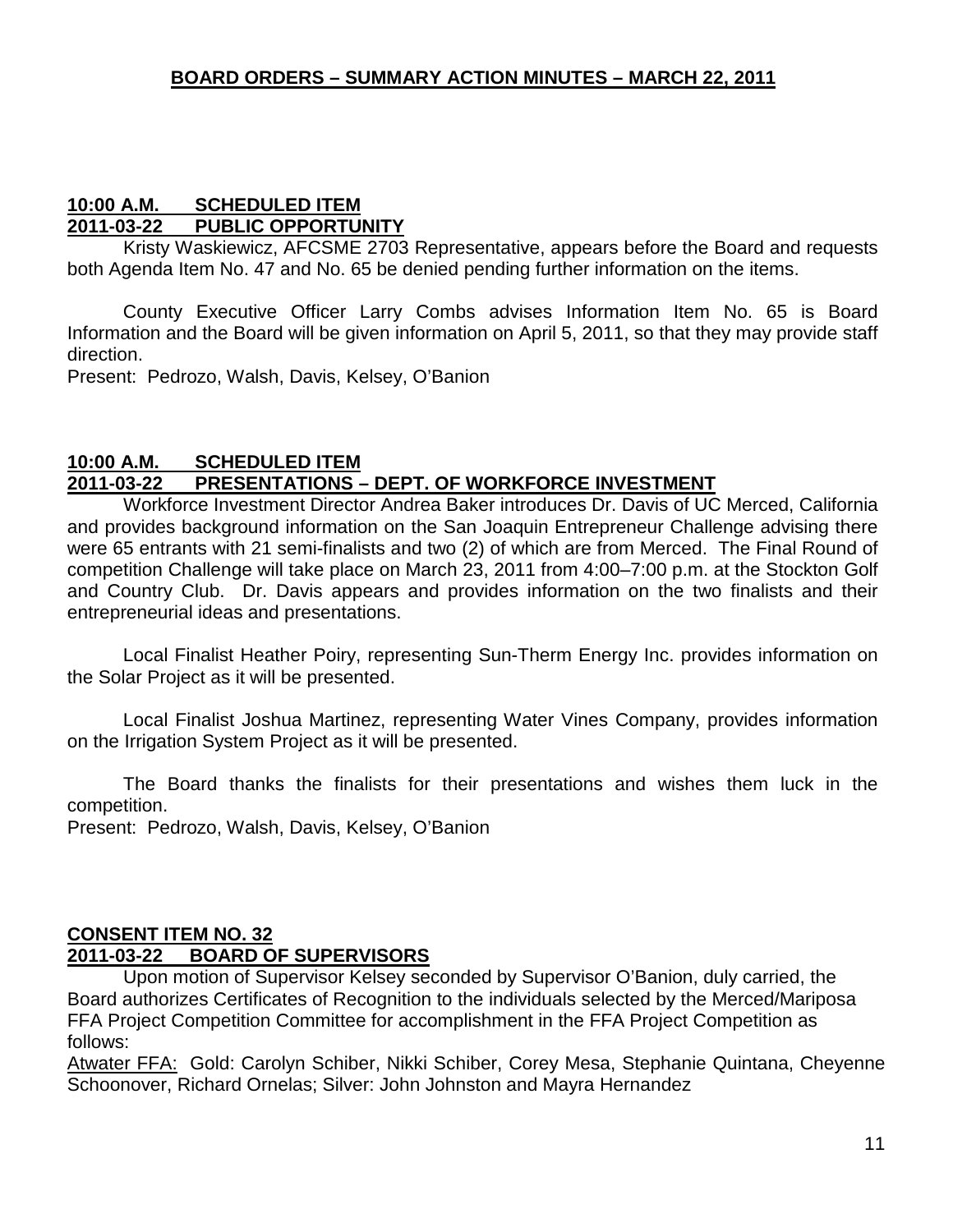## BOARD ORDERS – SUMMARY ACTION MINUTES – MARCH 22, 2011

### 10:00 A.M. SCHEDULED ITEM
### 2011-03-22 PUBLIC OPPORTUNITY

Kristy Waskiewicz, AFCSME 2703 Representative, appears before the Board and requests both Agenda Item No. 47 and No. 65 be denied pending further information on the items.

County Executive Officer Larry Combs advises Information Item No. 65 is Board Information and the Board will be given information on April 5, 2011, so that they may provide staff direction.

Present: Pedrozo, Walsh, Davis, Kelsey, O'Banion

### 10:00 A.M. SCHEDULED ITEM
### 2011-03-22 PRESENTATIONS – DEPT. OF WORKFORCE INVESTMENT

Workforce Investment Director Andrea Baker introduces Dr. Davis of UC Merced, California and provides background information on the San Joaquin Entrepreneur Challenge advising there were 65 entrants with 21 semi-finalists and two (2) of which are from Merced. The Final Round of competition Challenge will take place on March 23, 2011 from 4:00–7:00 p.m. at the Stockton Golf and Country Club. Dr. Davis appears and provides information on the two finalists and their entrepreneurial ideas and presentations.

Local Finalist Heather Poiry, representing Sun-Therm Energy Inc. provides information on the Solar Project as it will be presented.

Local Finalist Joshua Martinez, representing Water Vines Company, provides information on the Irrigation System Project as it will be presented.

The Board thanks the finalists for their presentations and wishes them luck in the competition.

Present: Pedrozo, Walsh, Davis, Kelsey, O'Banion

### CONSENT ITEM NO. 32
### 2011-03-22 BOARD OF SUPERVISORS

Upon motion of Supervisor Kelsey seconded by Supervisor O'Banion, duly carried, the Board authorizes Certificates of Recognition to the individuals selected by the Merced/Mariposa FFA Project Competition Committee for accomplishment in the FFA Project Competition as follows:

Atwater FFA: Gold: Carolyn Schiber, Nikki Schiber, Corey Mesa, Stephanie Quintana, Cheyenne Schoonover, Richard Ornelas; Silver: John Johnston and Mayra Hernandez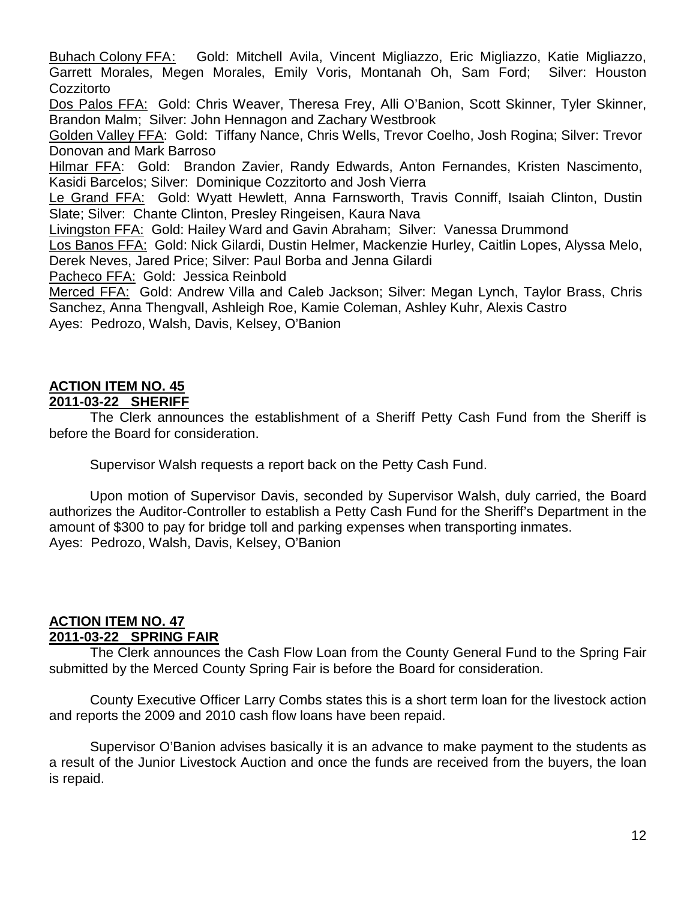Buhach Colony FFA: Gold: Mitchell Avila, Vincent Migliazzo, Eric Migliazzo, Katie Migliazzo, Garrett Morales, Megen Morales, Emily Voris, Montanah Oh, Sam Ford; Silver: Houston Cozzitorto
Dos Palos FFA: Gold: Chris Weaver, Theresa Frey, Alli O'Banion, Scott Skinner, Tyler Skinner, Brandon Malm; Silver: John Hennagon and Zachary Westbrook
Golden Valley FFA: Gold: Tiffany Nance, Chris Wells, Trevor Coelho, Josh Rogina; Silver: Trevor Donovan and Mark Barroso
Hilmar FFA: Gold: Brandon Zavier, Randy Edwards, Anton Fernandes, Kristen Nascimento, Kasidi Barcelos; Silver: Dominique Cozzitorto and Josh Vierra
Le Grand FFA: Gold: Wyatt Hewlett, Anna Farnsworth, Travis Conniff, Isaiah Clinton, Dustin Slate; Silver: Chante Clinton, Presley Ringeisen, Kaura Nava
Livingston FFA: Gold: Hailey Ward and Gavin Abraham; Silver: Vanessa Drummond
Los Banos FFA: Gold: Nick Gilardi, Dustin Helmer, Mackenzie Hurley, Caitlin Lopes, Alyssa Melo, Derek Neves, Jared Price; Silver: Paul Borba and Jenna Gilardi
Pacheco FFA: Gold: Jessica Reinbold
Merced FFA: Gold: Andrew Villa and Caleb Jackson; Silver: Megan Lynch, Taylor Brass, Chris Sanchez, Anna Thengvall, Ashleigh Roe, Kamie Coleman, Ashley Kuhr, Alexis Castro
Ayes: Pedrozo, Walsh, Davis, Kelsey, O'Banion

**ACTION ITEM NO. 45**
**2011-03-22 SHERIFF**

The Clerk announces the establishment of a Sheriff Petty Cash Fund from the Sheriff is before the Board for consideration.

Supervisor Walsh requests a report back on the Petty Cash Fund.

Upon motion of Supervisor Davis, seconded by Supervisor Walsh, duly carried, the Board authorizes the Auditor-Controller to establish a Petty Cash Fund for the Sheriff's Department in the amount of $300 to pay for bridge toll and parking expenses when transporting inmates.
Ayes: Pedrozo, Walsh, Davis, Kelsey, O'Banion

**ACTION ITEM NO. 47**
**2011-03-22 SPRING FAIR**

The Clerk announces the Cash Flow Loan from the County General Fund to the Spring Fair submitted by the Merced County Spring Fair is before the Board for consideration.

County Executive Officer Larry Combs states this is a short term loan for the livestock action and reports the 2009 and 2010 cash flow loans have been repaid.

Supervisor O'Banion advises basically it is an advance to make payment to the students as a result of the Junior Livestock Auction and once the funds are received from the buyers, the loan is repaid.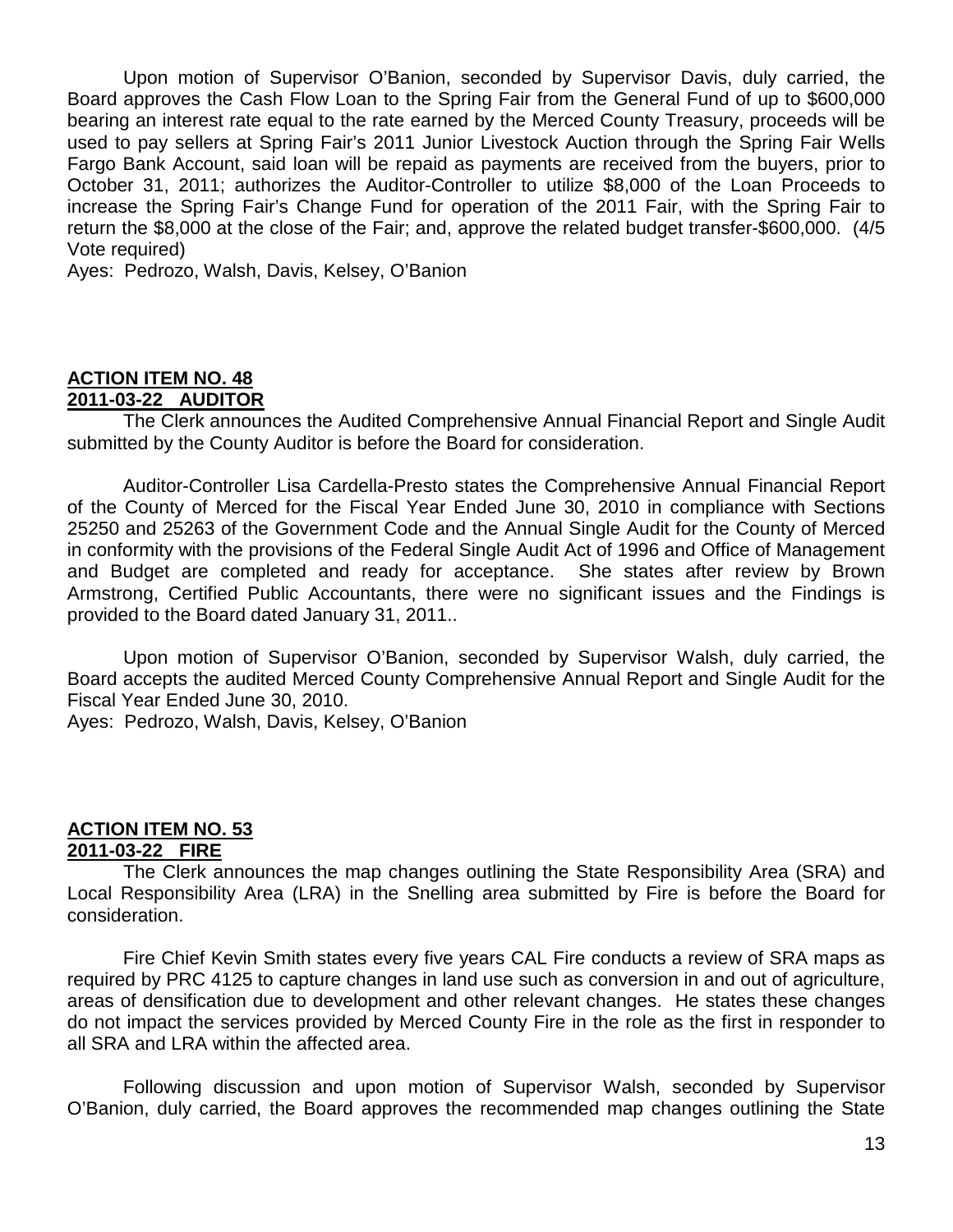Upon motion of Supervisor O'Banion, seconded by Supervisor Davis, duly carried, the Board approves the Cash Flow Loan to the Spring Fair from the General Fund of up to $600,000 bearing an interest rate equal to the rate earned by the Merced County Treasury, proceeds will be used to pay sellers at Spring Fair's 2011 Junior Livestock Auction through the Spring Fair Wells Fargo Bank Account, said loan will be repaid as payments are received from the buyers, prior to October 31, 2011; authorizes the Auditor-Controller to utilize $8,000 of the Loan Proceeds to increase the Spring Fair's Change Fund for operation of the 2011 Fair, with the Spring Fair to return the $8,000 at the close of the Fair; and, approve the related budget transfer-$600,000. (4/5 Vote required)

Ayes: Pedrozo, Walsh, Davis, Kelsey, O'Banion

**ACTION ITEM NO. 48**
**2011-03-22 AUDITOR**

The Clerk announces the Audited Comprehensive Annual Financial Report and Single Audit submitted by the County Auditor is before the Board for consideration.

Auditor-Controller Lisa Cardella-Presto states the Comprehensive Annual Financial Report of the County of Merced for the Fiscal Year Ended June 30, 2010 in compliance with Sections 25250 and 25263 of the Government Code and the Annual Single Audit for the County of Merced in conformity with the provisions of the Federal Single Audit Act of 1996 and Office of Management and Budget are completed and ready for acceptance. She states after review by Brown Armstrong, Certified Public Accountants, there were no significant issues and the Findings is provided to the Board dated January 31, 2011..

Upon motion of Supervisor O'Banion, seconded by Supervisor Walsh, duly carried, the Board accepts the audited Merced County Comprehensive Annual Report and Single Audit for the Fiscal Year Ended June 30, 2010.

Ayes: Pedrozo, Walsh, Davis, Kelsey, O'Banion

**ACTION ITEM NO. 53**
**2011-03-22 FIRE**

The Clerk announces the map changes outlining the State Responsibility Area (SRA) and Local Responsibility Area (LRA) in the Snelling area submitted by Fire is before the Board for consideration.

Fire Chief Kevin Smith states every five years CAL Fire conducts a review of SRA maps as required by PRC 4125 to capture changes in land use such as conversion in and out of agriculture, areas of densification due to development and other relevant changes. He states these changes do not impact the services provided by Merced County Fire in the role as the first in responder to all SRA and LRA within the affected area.

Following discussion and upon motion of Supervisor Walsh, seconded by Supervisor O'Banion, duly carried, the Board approves the recommended map changes outlining the State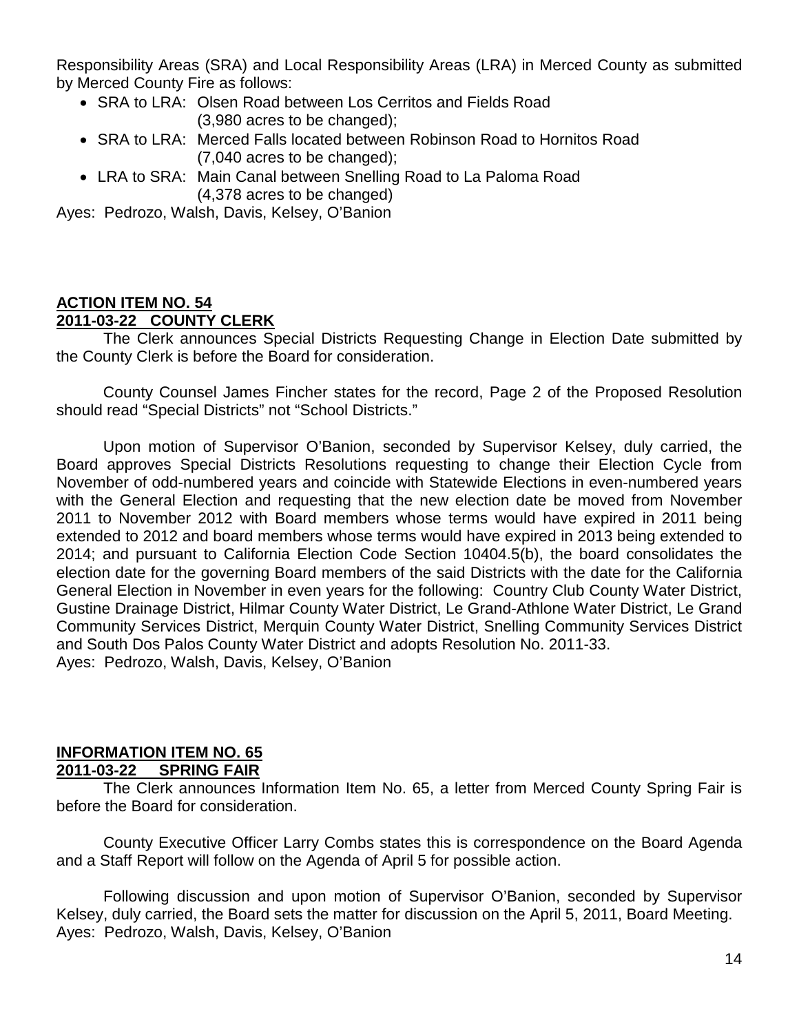Responsibility Areas (SRA) and Local Responsibility Areas (LRA) in Merced County as submitted by Merced County Fire as follows:

- SRA to LRA: Olsen Road between Los Cerritos and Fields Road (3,980 acres to be changed);
- SRA to LRA: Merced Falls located between Robinson Road to Hornitos Road (7,040 acres to be changed);
- LRA to SRA: Main Canal between Snelling Road to La Paloma Road (4,378 acres to be changed)

Ayes: Pedrozo, Walsh, Davis, Kelsey, O'Banion

**ACTION ITEM NO. 54**
**2011-03-22 COUNTY CLERK**

The Clerk announces Special Districts Requesting Change in Election Date submitted by the County Clerk is before the Board for consideration.

County Counsel James Fincher states for the record, Page 2 of the Proposed Resolution should read "Special Districts" not "School Districts."

Upon motion of Supervisor O'Banion, seconded by Supervisor Kelsey, duly carried, the Board approves Special Districts Resolutions requesting to change their Election Cycle from November of odd-numbered years and coincide with Statewide Elections in even-numbered years with the General Election and requesting that the new election date be moved from November 2011 to November 2012 with Board members whose terms would have expired in 2011 being extended to 2012 and board members whose terms would have expired in 2013 being extended to 2014; and pursuant to California Election Code Section 10404.5(b), the board consolidates the election date for the governing Board members of the said Districts with the date for the California General Election in November in even years for the following: Country Club County Water District, Gustine Drainage District, Hilmar County Water District, Le Grand-Athlone Water District, Le Grand Community Services District, Merquin County Water District, Snelling Community Services District and South Dos Palos County Water District and adopts Resolution No. 2011-33.
Ayes: Pedrozo, Walsh, Davis, Kelsey, O'Banion

**INFORMATION ITEM NO. 65**
**2011-03-22 SPRING FAIR**

The Clerk announces Information Item No. 65, a letter from Merced County Spring Fair is before the Board for consideration.

County Executive Officer Larry Combs states this is correspondence on the Board Agenda and a Staff Report will follow on the Agenda of April 5 for possible action.

Following discussion and upon motion of Supervisor O'Banion, seconded by Supervisor Kelsey, duly carried, the Board sets the matter for discussion on the April 5, 2011, Board Meeting.
Ayes: Pedrozo, Walsh, Davis, Kelsey, O'Banion